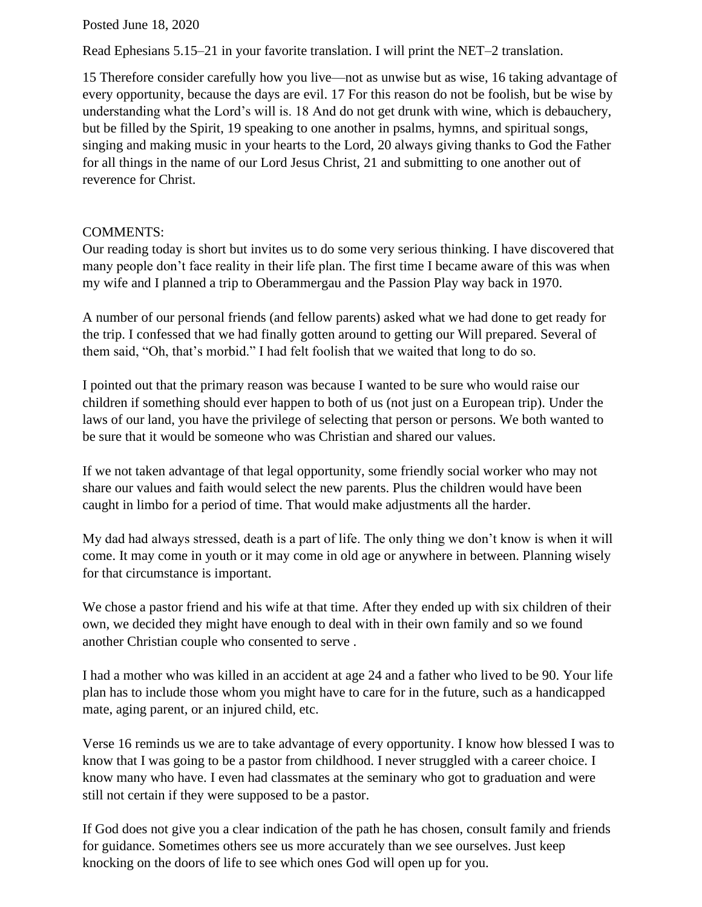Posted June 18, 2020

Read Ephesians 5.15–21 in your favorite translation. I will print the NET–2 translation.

15 Therefore consider carefully how you live—not as unwise but as wise, 16 taking advantage of every opportunity, because the days are evil. 17 For this reason do not be foolish, but be wise by understanding what the Lord's will is. 18 And do not get drunk with wine, which is debauchery, but be filled by the Spirit, 19 speaking to one another in psalms, hymns, and spiritual songs, singing and making music in your hearts to the Lord, 20 always giving thanks to God the Father for all things in the name of our Lord Jesus Christ, 21 and submitting to one another out of reverence for Christ.

COMMENTS:

Our reading today is short but invites us to do some very serious thinking. I have discovered that many people don't face reality in their life plan. The first time I became aware of this was when my wife and I planned a trip to Oberammergau and the Passion Play way back in 1970.

A number of our personal friends (and fellow parents) asked what we had done to get ready for the trip. I confessed that we had finally gotten around to getting our Will prepared. Several of them said, "Oh, that's morbid." I had felt foolish that we waited that long to do so.

I pointed out that the primary reason was because I wanted to be sure who would raise our children if something should ever happen to both of us (not just on a European trip). Under the laws of our land, you have the privilege of selecting that person or persons. We both wanted to be sure that it would be someone who was Christian and shared our values.

If we not taken advantage of that legal opportunity, some friendly social worker who may not share our values and faith would select the new parents. Plus the children would have been caught in limbo for a period of time. That would make adjustments all the harder.

My dad had always stressed, death is a part of life. The only thing we don't know is when it will come. It may come in youth or it may come in old age or anywhere in between. Planning wisely for that circumstance is important.

We chose a pastor friend and his wife at that time. After they ended up with six children of their own, we decided they might have enough to deal with in their own family and so we found another Christian couple who consented to serve .

I had a mother who was killed in an accident at age 24 and a father who lived to be 90. Your life plan has to include those whom you might have to care for in the future, such as a handicapped mate, aging parent, or an injured child, etc.

Verse 16 reminds us we are to take advantage of every opportunity. I know how blessed I was to know that I was going to be a pastor from childhood. I never struggled with a career choice. I know many who have. I even had classmates at the seminary who got to graduation and were still not certain if they were supposed to be a pastor.

If God does not give you a clear indication of the path he has chosen, consult family and friends for guidance. Sometimes others see us more accurately than we see ourselves. Just keep knocking on the doors of life to see which ones God will open up for you.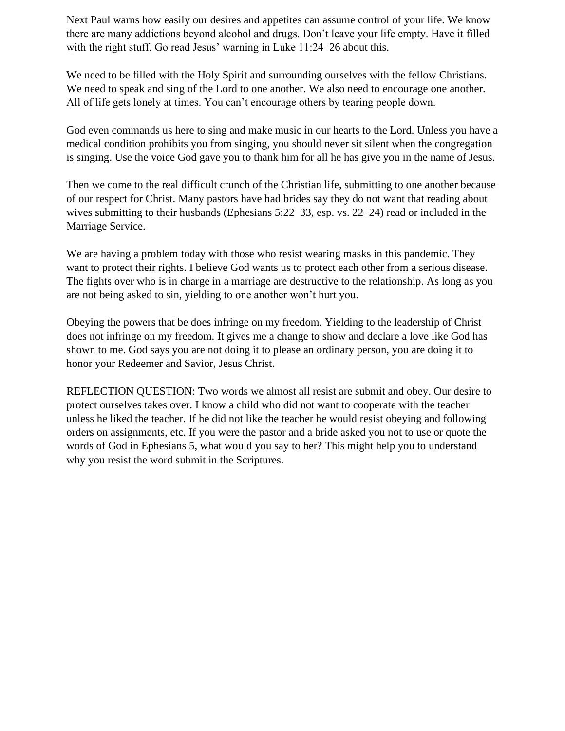Next Paul warns how easily our desires and appetites can assume control of your life. We know there are many addictions beyond alcohol and drugs. Don't leave your life empty. Have it filled with the right stuff. Go read Jesus' warning in Luke 11:24–26 about this.

We need to be filled with the Holy Spirit and surrounding ourselves with the fellow Christians. We need to speak and sing of the Lord to one another. We also need to encourage one another. All of life gets lonely at times. You can't encourage others by tearing people down.

God even commands us here to sing and make music in our hearts to the Lord. Unless you have a medical condition prohibits you from singing, you should never sit silent when the congregation is singing. Use the voice God gave you to thank him for all he has give you in the name of Jesus.

Then we come to the real difficult crunch of the Christian life, submitting to one another because of our respect for Christ. Many pastors have had brides say they do not want that reading about wives submitting to their husbands (Ephesians 5:22–33, esp. vs. 22–24) read or included in the Marriage Service.

We are having a problem today with those who resist wearing masks in this pandemic. They want to protect their rights. I believe God wants us to protect each other from a serious disease. The fights over who is in charge in a marriage are destructive to the relationship. As long as you are not being asked to sin, yielding to one another won't hurt you.

Obeying the powers that be does infringe on my freedom. Yielding to the leadership of Christ does not infringe on my freedom. It gives me a change to show and declare a love like God has shown to me. God says you are not doing it to please an ordinary person, you are doing it to honor your Redeemer and Savior, Jesus Christ.

REFLECTION QUESTION: Two words we almost all resist are submit and obey. Our desire to protect ourselves takes over. I know a child who did not want to cooperate with the teacher unless he liked the teacher. If he did not like the teacher he would resist obeying and following orders on assignments, etc. If you were the pastor and a bride asked you not to use or quote the words of God in Ephesians 5, what would you say to her? This might help you to understand why you resist the word submit in the Scriptures.